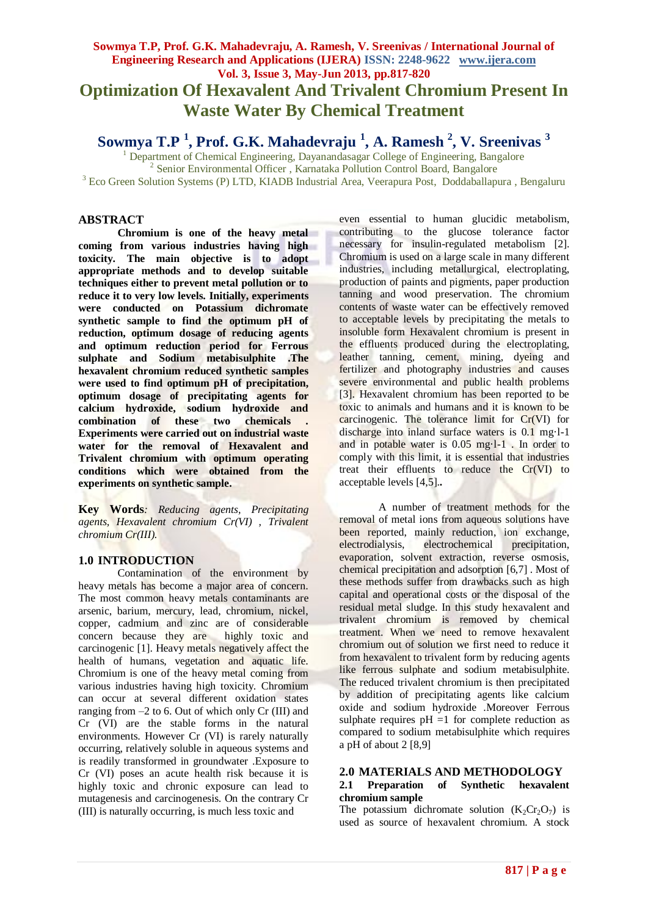# Optimization Of Hexavalent And Trivalent Chromium Present In Waste Water By Chemical Treatment

**Sowmya T.P [1], Prof. G.K. Mahadevraju [1], A. Ramesh [2], V. Sreenivas [3]**

[1] Department of Chemical Engineering, Dayanandasagar College of Engineering, Bangalore
[2] Senior Environmental Officer , Karnataka Pollution Control Board, Bangalore
[3] Eco Green Solution Systems (P) LTD, KIADB Industrial Area, Veerapura Post, Doddaballapura , Bengaluru

## ABSTRACT

**Chromium is one of the heavy metal coming from various industries having high toxicity. The main objective is to adopt appropriate methods and to develop suitable techniques either to prevent metal pollution or to reduce it to very low levels. Initially, experiments were conducted on Potassium dichromate synthetic sample to find the optimum pH of reduction, optimum dosage of reducing agents and optimum reduction period for Ferrous sulphate and Sodium metabisulphite .The hexavalent chromium reduced synthetic samples were used to find optimum pH of precipitation, optimum dosage of precipitating agents for calcium hydroxide, sodium hydroxide and combination of these two chemicals . Experiments were carried out on industrial waste water for the removal of Hexavalent and Trivalent chromium with optimum operating conditions which were obtained from the experiments on synthetic sample.**

**Key Words**: *Reducing agents, Precipitating agents, Hexavalent chromium Cr(VI) , Trivalent chromium Cr(III).*

## 1.0 INTRODUCTION

Contamination of the environment by heavy metals has become a major area of concern. The most common heavy metals contaminants are arsenic, barium, mercury, lead, chromium, nickel, copper, cadmium and zinc are of considerable concern because they are highly toxic and carcinogenic [1]. Heavy metals negatively affect the health of humans, vegetation and aquatic life. Chromium is one of the heavy metal coming from various industries having high toxicity. Chromium can occur at several different oxidation states ranging from –2 to 6. Out of which only Cr (III) and Cr (VI) are the stable forms in the natural environments. However Cr (VI) is rarely naturally occurring, relatively soluble in aqueous systems and is readily transformed in groundwater .Exposure to Cr (VI) poses an acute health risk because it is highly toxic and chronic exposure can lead to mutagenesis and carcinogenesis. On the contrary Cr (III) is naturally occurring, is much less toxic and even essential to human glucidic metabolism, contributing to the glucose tolerance factor necessary for insulin-regulated metabolism [2]. Chromium is used on a large scale in many different industries, including metallurgical, electroplating, production of paints and pigments, paper production tanning and wood preservation. The chromium contents of waste water can be effectively removed to acceptable levels by precipitating the metals to insoluble form Hexavalent chromium is present in the effluents produced during the electroplating, leather tanning, cement, mining, dyeing and fertilizer and photography industries and causes severe environmental and public health problems [3]. Hexavalent chromium has been reported to be toxic to animals and humans and it is known to be carcinogenic. The tolerance limit for Cr(VI) for discharge into inland surface waters is 0.1 mg·l-1 and in potable water is 0.05 mg·l-1 . In order to comply with this limit, it is essential that industries treat their effluents to reduce the Cr(VI) to acceptable levels [4,5]..

A number of treatment methods for the removal of metal ions from aqueous solutions have been reported, mainly reduction, ion exchange, electrodialysis, electrochemical precipitation, evaporation, solvent extraction, reverse osmosis, chemical precipitation and adsorption [6,7] . Most of these methods suffer from drawbacks such as high capital and operational costs or the disposal of the residual metal sludge. In this study hexavalent and trivalent chromium is removed by chemical treatment. When we need to remove hexavalent chromium out of solution we first need to reduce it from hexavalent to trivalent form by reducing agents like ferrous sulphate and sodium metabisulphite. The reduced trivalent chromium is then precipitated by addition of precipitating agents like calcium oxide and sodium hydroxide .Moreover Ferrous sulphate requires pH =1 for complete reduction as compared to sodium metabisulphite which requires a pH of about 2 [8,9]

## 2.0 MATERIALS AND METHODOLOGY

### 2.1 Preparation of Synthetic hexavalent chromium sample

The potassium dichromate solution ($K_2Cr_2O_7$) is used as source of hexavalent chromium. A stock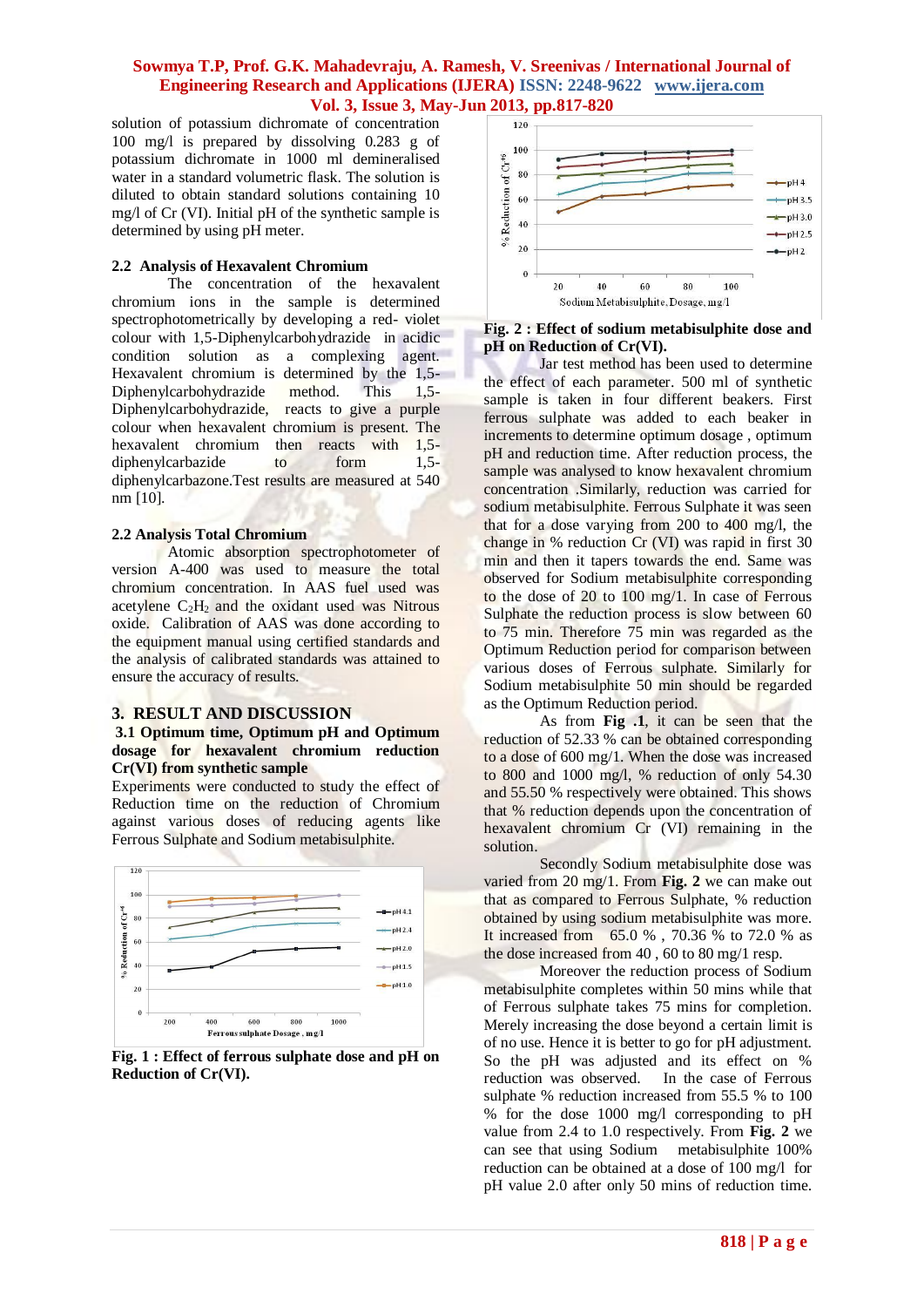solution of potassium dichromate of concentration 100 mg/l is prepared by dissolving 0.283 g of potassium dichromate in 1000 ml demineralised water in a standard volumetric flask. The solution is diluted to obtain standard solutions containing 10 mg/l of Cr (VI). Initial pH of the synthetic sample is determined by using pH meter.

### 2.2 Analysis of Hexavalent Chromium

The concentration of the hexavalent chromium ions in the sample is determined spectrophotometrically by developing a red- violet colour with 1,5-Diphenylcarbohydrazide in acidic condition solution as a complexing agent. Hexavalent chromium is determined by the 1,5-Diphenylcarbohydrazide method. This 1,5-Diphenylcarbohydrazide, reacts to give a purple colour when hexavalent chromium is present. The hexavalent chromium then reacts with 1,5-diphenylcarbazide to form 1,5-diphenylcarbazone.Test results are measured at 540 nm [10].

### 2.2 Analysis Total Chromium

Atomic absorption spectrophotometer of version A-400 was used to measure the total chromium concentration. In AAS fuel used was acetylene $C_2H_2$ and the oxidant used was Nitrous oxide. Calibration of AAS was done according to the equipment manual using certified standards and the analysis of calibrated standards was attained to ensure the accuracy of results.

## 3. RESULT AND DISCUSSION

### 3.1 Optimum time, Optimum pH and Optimum dosage for hexavalent chromium reduction Cr(VI) from synthetic sample

Experiments were conducted to study the effect of Reduction time on the reduction of Chromium against various doses of reducing agents like Ferrous Sulphate and Sodium metabisulphite.

**Fig. 1 : Effect of ferrous sulphate dose and pH on Reduction of Cr(VI).**

**Fig. 2 : Effect of sodium metabisulphite dose and pH on Reduction of Cr(VI).**

Jar test method has been used to determine the effect of each parameter. 500 ml of synthetic sample is taken in four different beakers. First ferrous sulphate was added to each beaker in increments to determine optimum dosage , optimum pH and reduction time. After reduction process, the sample was analysed to know hexavalent chromium concentration .Similarly, reduction was carried for sodium metabisulphite. Ferrous Sulphate it was seen that for a dose varying from 200 to 400 mg/l, the change in % reduction Cr (VI) was rapid in first 30 min and then it tapers towards the end. Same was observed for Sodium metabisulphite corresponding to the dose of 20 to 100 mg/1. In case of Ferrous Sulphate the reduction process is slow between 60 to 75 min. Therefore 75 min was regarded as the Optimum Reduction period for comparison between various doses of Ferrous sulphate. Similarly for Sodium metabisulphite 50 min should be regarded as the Optimum Reduction period.

As from **Fig .1**, it can be seen that the reduction of 52.33 % can be obtained corresponding to a dose of 600 mg/1. When the dose was increased to 800 and 1000 mg/l, % reduction of only 54.30 and 55.50 % respectively were obtained. This shows that % reduction depends upon the concentration of hexavalent chromium Cr (VI) remaining in the solution.

Secondly Sodium metabisulphite dose was varied from 20 mg/1. From **Fig. 2** we can make out that as compared to Ferrous Sulphate, % reduction obtained by using sodium metabisulphite was more. It increased from 65.0 % , 70.36 % to 72.0 % as the dose increased from 40 , 60 to 80 mg/1 resp.

Moreover the reduction process of Sodium metabisulphite completes within 50 mins while that of Ferrous sulphate takes 75 mins for completion. Merely increasing the dose beyond a certain limit is of no use. Hence it is better to go for pH adjustment. So the pH was adjusted and its effect on % reduction was observed. In the case of Ferrous sulphate % reduction increased from 55.5 % to 100 % for the dose 1000 mg/l corresponding to pH value from 2.4 to 1.0 respectively. From **Fig. 2** we can see that using Sodium metabisulphite 100% reduction can be obtained at a dose of 100 mg/l for pH value 2.0 after only 50 mins of reduction time.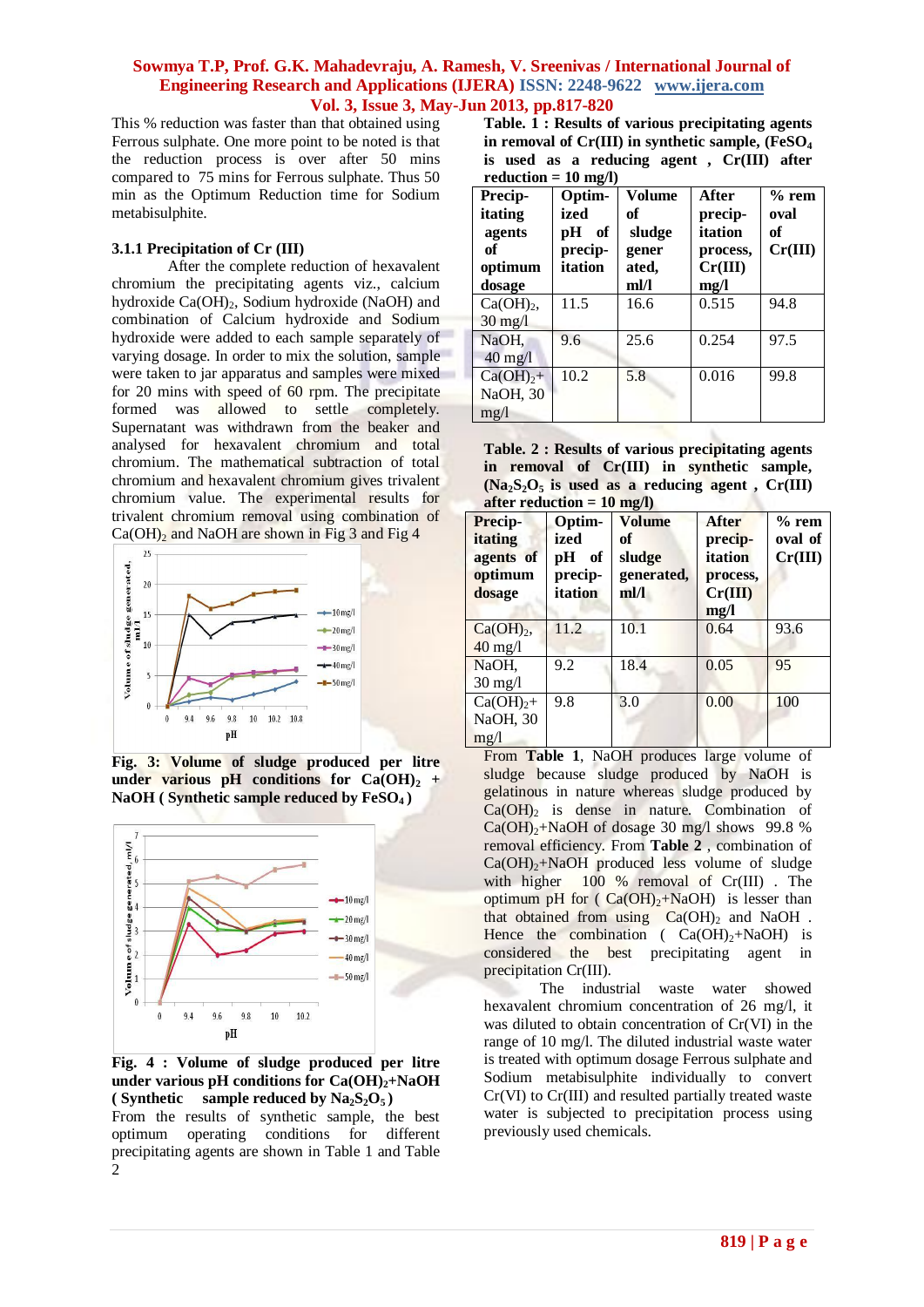This % reduction was faster than that obtained using Ferrous sulphate. One more point to be noted is that the reduction process is over after 50 mins compared to 75 mins for Ferrous sulphate. Thus 50 min as the Optimum Reduction time for Sodium metabisulphite.

### 3.1.1 Precipitation of Cr (III)

After the complete reduction of hexavalent chromium the precipitating agents viz., calcium hydroxide $Ca(OH)_2$, Sodium hydroxide (NaOH) and combination of Calcium hydroxide and Sodium hydroxide were added to each sample separately of varying dosage. In order to mix the solution, sample were taken to jar apparatus and samples were mixed for 20 mins with speed of 60 rpm. The precipitate formed was allowed to settle completely. Supernatant was withdrawn from the beaker and analysed for hexavalent chromium and total chromium. The mathematical subtraction of total chromium and hexavalent chromium gives trivalent chromium value. The experimental results for trivalent chromium removal using combination of $Ca(OH)_2$ and NaOH are shown in Fig 3 and Fig 4

**Fig. 3: Volume of sludge produced per litre under various pH conditions for $Ca(OH)_2$ + NaOH ( Synthetic sample reduced by $FeSO_4$ )**

**Fig. 4 : Volume of sludge produced per litre under various pH conditions for $Ca(OH)_2$+NaOH ( Synthetic sample reduced by $Na_2S_2O_5$ )**

From the results of synthetic sample, the best optimum operating conditions for different precipitating agents are shown in Table 1 and Table 2

**Table. 1 : Results of various precipitating agents in removal of Cr(III) in synthetic sample, ($FeSO_4$ is used as a reducing agent , Cr(III) after reduction = 10 mg/l)**

| Precipitating agents of optimum dosage | Optimized pH of precipitation | Volume of sludge generated, ml/l | After precipitation process, Cr(III) mg/l | % removal of Cr(III) |
|---|---|---|---|---|
| $Ca(OH)_2$, 30 mg/l | 11.5 | 16.6 | 0.515 | 94.8 |
| NaOH, 40 mg/l | 9.6 | 25.6 | 0.254 | 97.5 |
| $Ca(OH)_2$+ NaOH, 30 mg/l | 10.2 | 5.8 | 0.016 | 99.8 |

**Table. 2 : Results of various precipitating agents in removal of Cr(III) in synthetic sample, ($Na_2S_2O_5$ is used as a reducing agent , Cr(III) after reduction = 10 mg/l)**

| Precipitating agents of optimum dosage | Optimized pH of precipitation | Volume of sludge generated, ml/l | After precipitation process, Cr(III) mg/l | % removal of Cr(III) |
|---|---|---|---|---|
| $Ca(OH)_2$, 40 mg/l | 11.2 | 10.1 | 0.64 | 93.6 |
| NaOH, 30 mg/l | 9.2 | 18.4 | 0.05 | 95 |
| $Ca(OH)_2$+ NaOH, 30 mg/l | 9.8 | 3.0 | 0.00 | 100 |

From **Table 1**, NaOH produces large volume of sludge because sludge produced by NaOH is gelatinous in nature whereas sludge produced by $Ca(OH)_2$ is dense in nature. Combination of $Ca(OH)_2$+NaOH of dosage 30 mg/l shows 99.8 % removal efficiency. From **Table 2** , combination of $Ca(OH)_2$+NaOH produced less volume of sludge with higher 100 % removal of Cr(III) . The optimum pH for ( $Ca(OH)_2$+NaOH) is lesser than that obtained from using $Ca(OH)_2$ and NaOH . Hence the combination ( $Ca(OH)_2$+NaOH) is considered the best precipitating agent in precipitation Cr(III).

The industrial waste water showed hexavalent chromium concentration of 26 mg/l, it was diluted to obtain concentration of Cr(VI) in the range of 10 mg/l. The diluted industrial waste water is treated with optimum dosage Ferrous sulphate and Sodium metabisulphite individually to convert Cr(VI) to Cr(III) and resulted partially treated waste water is subjected to precipitation process using previously used chemicals.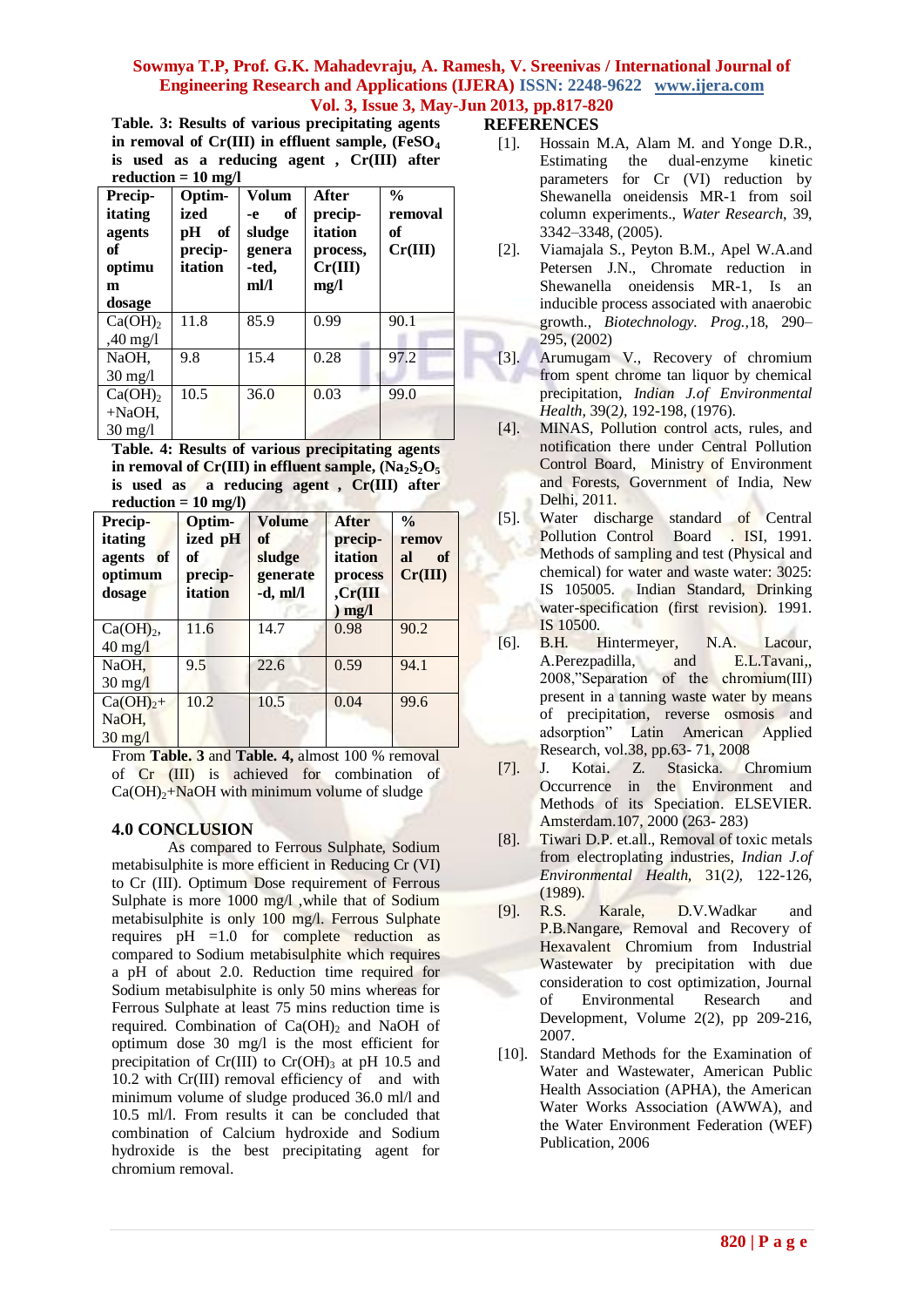**Table. 3: Results of various precipitating agents in removal of Cr(III) in effluent sample, ($FeSO_4$ is used as a reducing agent , Cr(III) after reduction = 10 mg/l**

| Precipitating agents of optimum dosage | Optimized pH of precipitation | Volume of sludge generated, ml/l | After precipitation process, Cr(III) mg/l | % removal of Cr(III) |
|---|---|---|---|---|
| $Ca(OH)_2$ ,40 mg/l | 11.8 | 85.9 | 0.99 | 90.1 |
| NaOH, 30 mg/l | 9.8 | 15.4 | 0.28 | 97.2 |
| $Ca(OH)_2$ +NaOH, 30 mg/l | 10.5 | 36.0 | 0.03 | 99.0 |

**Table. 4: Results of various precipitating agents in removal of Cr(III) in effluent sample, ($Na_2S_2O_5$ is used as a reducing agent , Cr(III) after reduction = 10 mg/l)**

| Precipitating agents of optimum dosage | Optimized pH of precipitation | Volume of sludge generated, ml/l | After precipitation process ,Cr(III) mg/l | % removal of Cr(III) |
|---|---|---|---|---|
| $Ca(OH)_2$, 40 mg/l | 11.6 | 14.7 | 0.98 | 90.2 |
| NaOH, 30 mg/l | 9.5 | 22.6 | 0.59 | 94.1 |
| $Ca(OH)_2$+ NaOH, 30 mg/l | 10.2 | 10.5 | 0.04 | 99.6 |

From **Table. 3** and **Table. 4,** almost 100 % removal of Cr (III) is achieved for combination of $Ca(OH)_2$+NaOH with minimum volume of sludge

## 4.0 CONCLUSION

As compared to Ferrous Sulphate, Sodium metabisulphite is more efficient in Reducing Cr (VI) to Cr (III). Optimum Dose requirement of Ferrous Sulphate is more 1000 mg/l ,while that of Sodium metabisulphite is only 100 mg/l. Ferrous Sulphate requires pH =1.0 for complete reduction as compared to Sodium metabisulphite which requires a pH of about 2.0. Reduction time required for Sodium metabisulphite is only 50 mins whereas for Ferrous Sulphate at least 75 mins reduction time is required. Combination of $Ca(OH)_2$ and NaOH of optimum dose 30 mg/l is the most efficient for precipitation of Cr(III) to $Cr(OH)_3$ at pH 10.5 and 10.2 with Cr(III) removal efficiency of and with minimum volume of sludge produced 36.0 ml/l and 10.5 ml/l. From results it can be concluded that combination of Calcium hydroxide and Sodium hydroxide is the best precipitating agent for chromium removal.

## REFERENCES

[1]. Hossain M.A, Alam M. and Yonge D.R., Estimating the dual-enzyme kinetic parameters for Cr (VI) reduction by Shewanella oneidensis MR-1 from soil column experiments., *Water Research*, 39, 3342–3348, (2005).

[2]. Viamajala S., Peyton B.M., Apel W.A.and Petersen J.N., Chromate reduction in Shewanella oneidensis MR-1, Is an inducible process associated with anaerobic growth., *Biotechnology. Prog.*,18, 290–295, (2002)

[3]. Arumugam V., Recovery of chromium from spent chrome tan liquor by chemical precipitation, *Indian J.of Environmental Health*, 39(2), 192-198, (1976).

[4]. MINAS, Pollution control acts, rules, and notification there under Central Pollution Control Board, Ministry of Environment and Forests, Government of India, New Delhi, 2011.

[5]. Water discharge standard of Central Pollution Control Board . ISI, 1991. Methods of sampling and test (Physical and chemical) for water and waste water: 3025: IS 105005. Indian Standard, Drinking water-specification (first revision). 1991. IS 10500.

[6]. B.H. Hintermeyer, N.A. Lacour, A.Perezpadilla, and E.L.Tavani,, 2008,"Separation of the chromium(III) present in a tanning waste water by means of precipitation, reverse osmosis and adsorption" Latin American Applied Research, vol.38, pp.63- 71, 2008

[7]. J. Kotai. Z. Stasicka. Chromium Occurrence in the Environment and Methods of its Speciation. ELSEVIER. Amsterdam.107, 2000 (263- 283)

[8]. Tiwari D.P. et.all., Removal of toxic metals from electroplating industries, *Indian J.of Environmental Health,* 31(2), 122-126, (1989).

[9]. R.S. Karale, D.V.Wadkar and P.B.Nangare, Removal and Recovery of Hexavalent Chromium from Industrial Wastewater by precipitation with due consideration to cost optimization, Journal of Environmental Research and Development, Volume 2(2), pp 209-216, 2007.

[10]. Standard Methods for the Examination of Water and Wastewater, American Public Health Association (APHA), the American Water Works Association (AWWA), and the Water Environment Federation (WEF) Publication, 2006